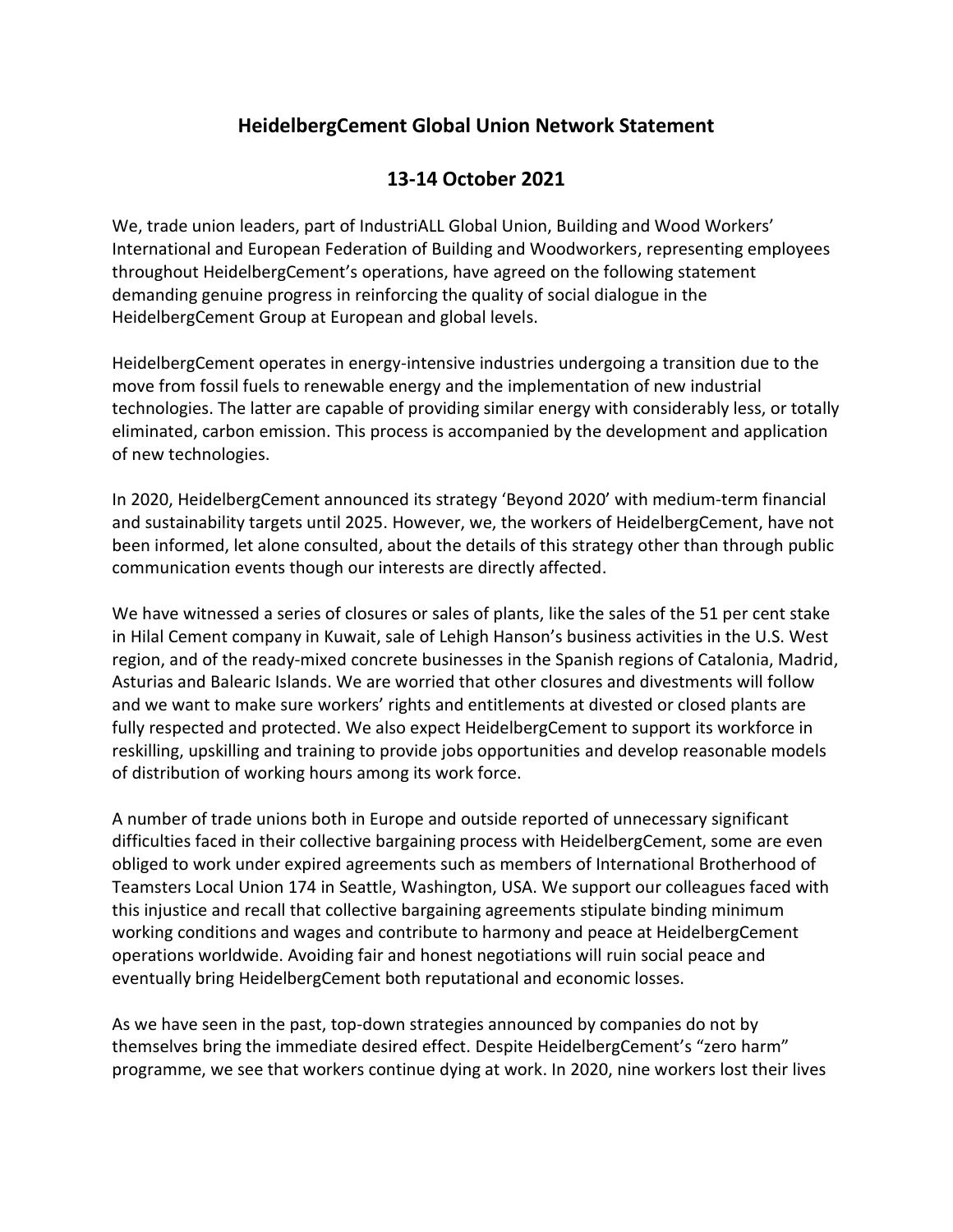# HeidelbergCement Global Union Network Statement

## 13-14 October 2021

We, trade union leaders, part of IndustriALL Global Union, Building and Wood Workers' International and European Federation of Building and Woodworkers, representing employees throughout HeidelbergCement's operations, have agreed on the following statement demanding genuine progress in reinforcing the quality of social dialogue in the HeidelbergCement Group at European and global levels.

HeidelbergCement operates in energy-intensive industries undergoing a transition due to the move from fossil fuels to renewable energy and the implementation of new industrial technologies. The latter are capable of providing similar energy with considerably less, or totally eliminated, carbon emission. This process is accompanied by the development and application of new technologies.

In 2020, HeidelbergCement announced its strategy 'Beyond 2020' with medium-term financial and sustainability targets until 2025. However, we, the workers of HeidelbergCement, have not been informed, let alone consulted, about the details of this strategy other than through public communication events though our interests are directly affected.

We have witnessed a series of closures or sales of plants, like the sales of the 51 per cent stake in Hilal Cement company in Kuwait, sale of Lehigh Hanson's business activities in the U.S. West region, and of the ready-mixed concrete businesses in the Spanish regions of Catalonia, Madrid, Asturias and Balearic Islands. We are worried that other closures and divestments will follow and we want to make sure workers' rights and entitlements at divested or closed plants are fully respected and protected. We also expect HeidelbergCement to support its workforce in reskilling, upskilling and training to provide jobs opportunities and develop reasonable models of distribution of working hours among its work force.

A number of trade unions both in Europe and outside reported of unnecessary significant difficulties faced in their collective bargaining process with HeidelbergCement, some are even obliged to work under expired agreements such as members of International Brotherhood of Teamsters Local Union 174 in Seattle, Washington, USA. We support our colleagues faced with this injustice and recall that collective bargaining agreements stipulate binding minimum working conditions and wages and contribute to harmony and peace at HeidelbergCement operations worldwide. Avoiding fair and honest negotiations will ruin social peace and eventually bring HeidelbergCement both reputational and economic losses.

As we have seen in the past, top-down strategies announced by companies do not by themselves bring the immediate desired effect. Despite HeidelbergCement's "zero harm" programme, we see that workers continue dying at work. In 2020, nine workers lost their lives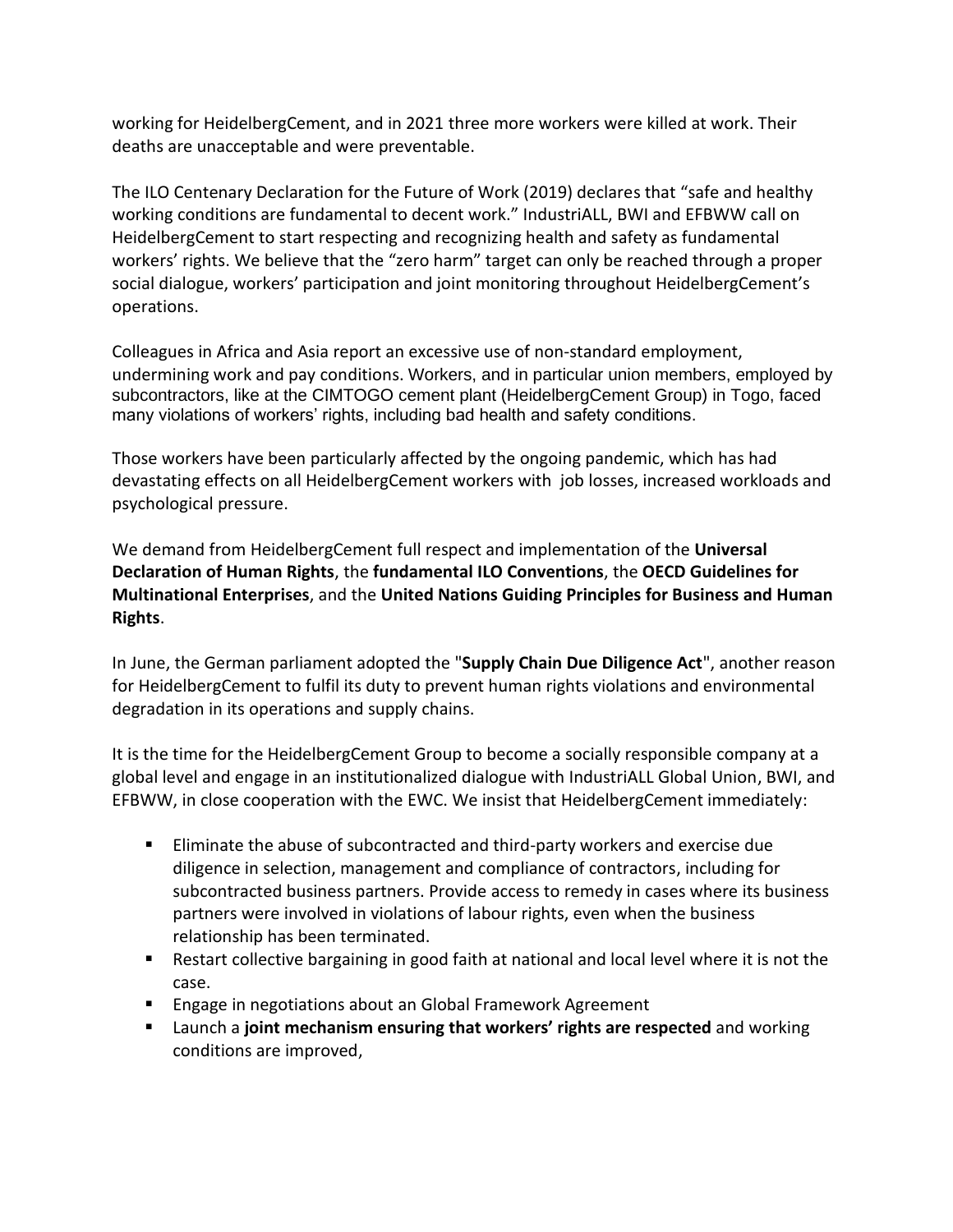working for HeidelbergCement, and in 2021 three more workers were killed at work. Their deaths are unacceptable and were preventable.

The ILO Centenary Declaration for the Future of Work (2019) declares that "safe and healthy working conditions are fundamental to decent work." IndustriALL, BWI and EFBWW call on HeidelbergCement to start respecting and recognizing health and safety as fundamental workers' rights. We believe that the "zero harm" target can only be reached through a proper social dialogue, workers' participation and joint monitoring throughout HeidelbergCement's operations.

Colleagues in Africa and Asia report an excessive use of non-standard employment, undermining work and pay conditions. Workers, and in particular union members, employed by subcontractors, like at the CIMTOGO cement plant (HeidelbergCement Group) in Togo, faced many violations of workers' rights, including bad health and safety conditions.

Those workers have been particularly affected by the ongoing pandemic, which has had devastating effects on all HeidelbergCement workers with job losses, increased workloads and psychological pressure.

We demand from HeidelbergCement full respect and implementation of the **Universal Declaration of Human Rights**, the **fundamental ILO Conventions**, the **OECD Guidelines for Multinational Enterprises**, and the **United Nations Guiding Principles for Business and Human Rights**.

In June, the German parliament adopted the "**Supply Chain Due Diligence Act**", another reason for HeidelbergCement to fulfil its duty to prevent human rights violations and environmental degradation in its operations and supply chains.

It is the time for the HeidelbergCement Group to become a socially responsible company at a global level and engage in an institutionalized dialogue with IndustriALL Global Union, BWI, and EFBWW, in close cooperation with the EWC. We insist that HeidelbergCement immediately:

- Eliminate the abuse of subcontracted and third-party workers and exercise due diligence in selection, management and compliance of contractors, including for subcontracted business partners. Provide access to remedy in cases where its business partners were involved in violations of labour rights, even when the business relationship has been terminated.
- Restart collective bargaining in good faith at national and local level where it is not the case.
- Engage in negotiations about an Global Framework Agreement
- Launch a **joint mechanism ensuring that workers' rights are respected** and working conditions are improved,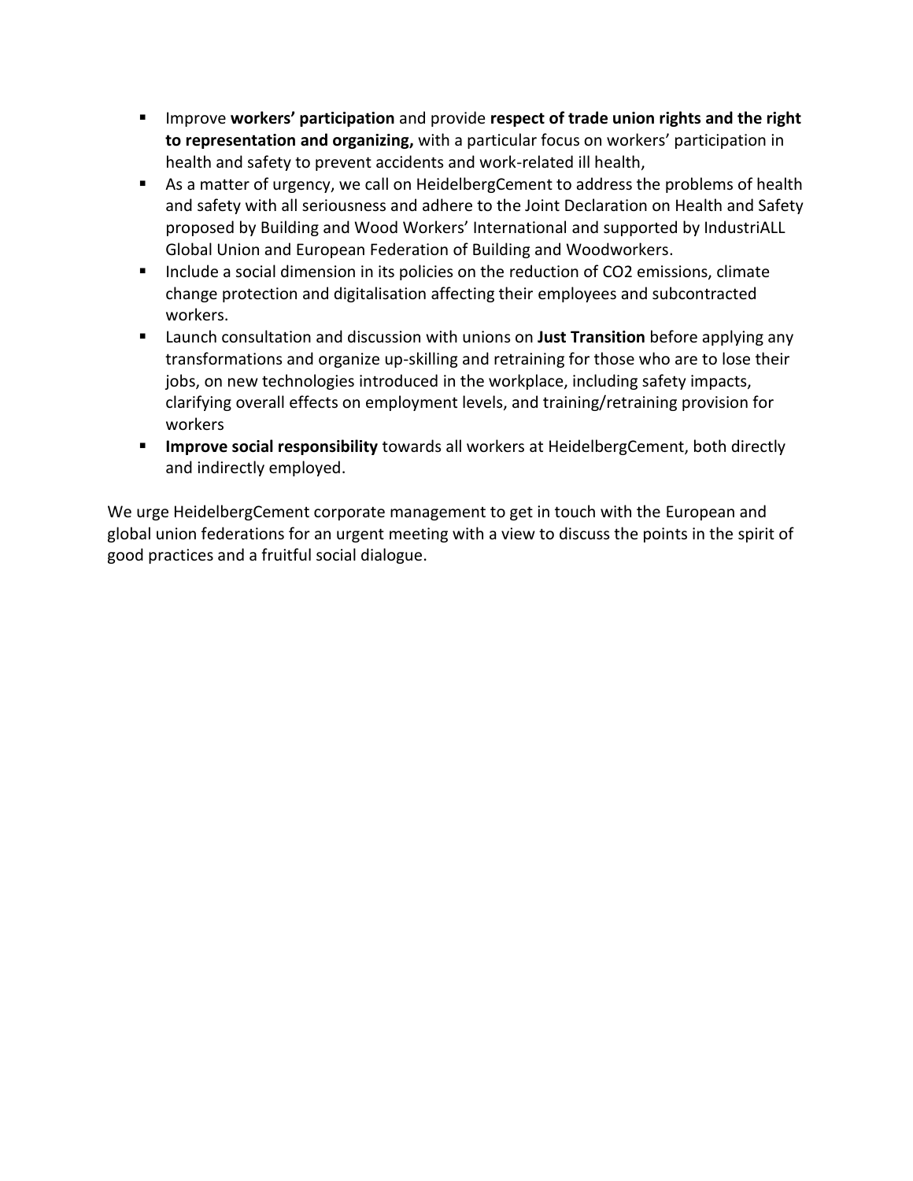- Improve **workers' participation** and provide **respect of trade union rights and the right to representation and organizing,** with a particular focus on workers' participation in health and safety to prevent accidents and work-related ill health,
- As a matter of urgency, we call on HeidelbergCement to address the problems of health and safety with all seriousness and adhere to the Joint Declaration on Health and Safety proposed by Building and Wood Workers' International and supported by IndustriALL Global Union and European Federation of Building and Woodworkers.
- Include a social dimension in its policies on the reduction of $CO_2$ emissions, climate change protection and digitalisation affecting their employees and subcontracted workers.
- Launch consultation and discussion with unions on **Just Transition** before applying any transformations and organize up-skilling and retraining for those who are to lose their jobs, on new technologies introduced in the workplace, including safety impacts, clarifying overall effects on employment levels, and training/retraining provision for workers
- **Improve social responsibility** towards all workers at HeidelbergCement, both directly and indirectly employed.

We urge HeidelbergCement corporate management to get in touch with the European and global union federations for an urgent meeting with a view to discuss the points in the spirit of good practices and a fruitful social dialogue.